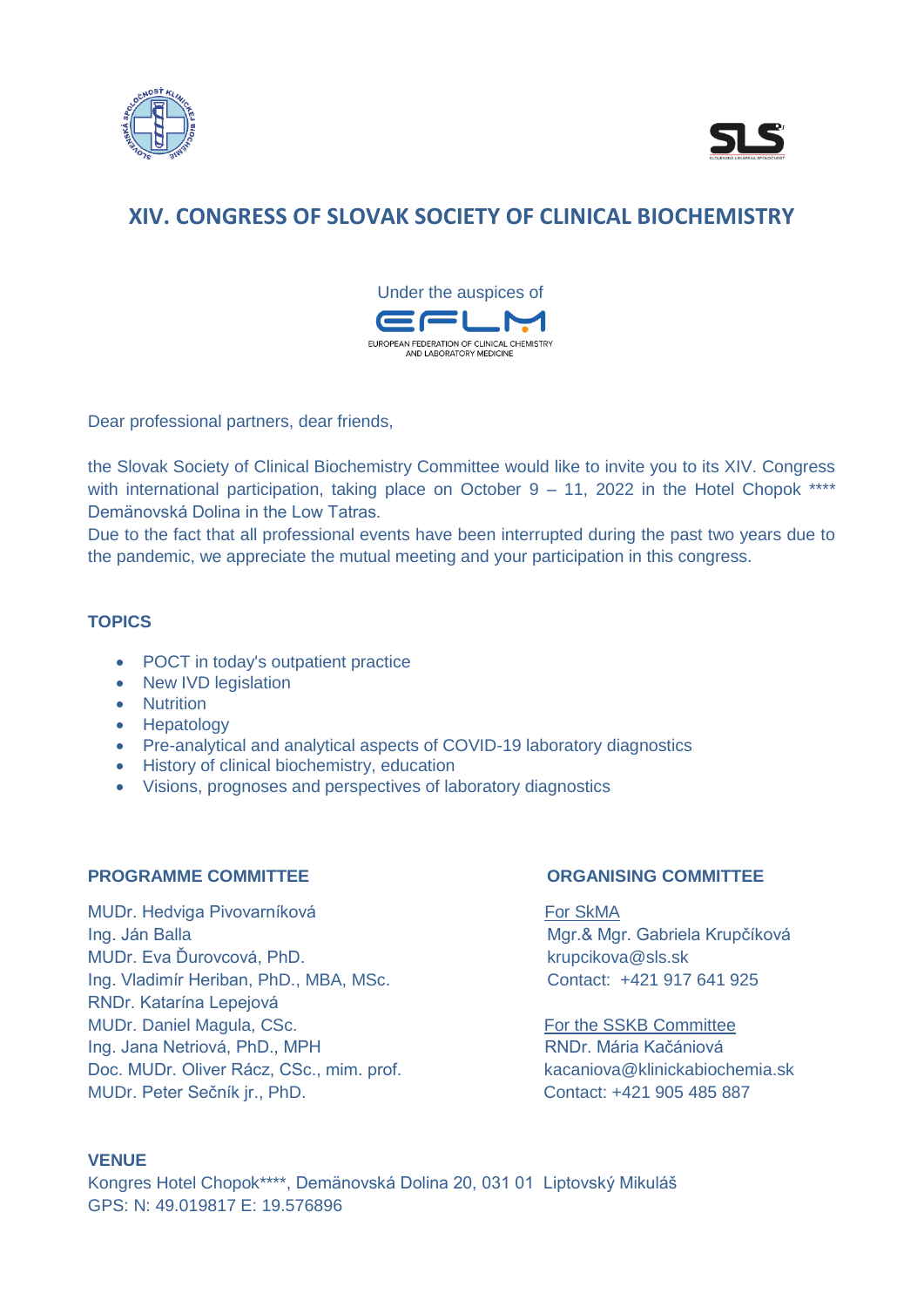# XIV. CONGRESS OF SLOVAK SOCIETY OF CLINICAL BIOCHEMISTRY

Under the auspices of

EFLM

EUROPEAN FEDERATION OF CLINICAL CHEMISTRY AND LABORATORY MEDICINE

Dear professional partners, dear friends,

the Slovak Society of Clinical Biochemistry Committee would like to invite you to its XIV. Congress with international participation, taking place on October 9 – 11, 2022 in the Hotel Chopok **** Demänovská Dolina in the Low Tatras.

Due to the fact that all professional events have been interrupted during the past two years due to the pandemic, we appreciate the mutual meeting and your participation in this congress.

## TOPICS

- POCT in today's outpatient practice
- New IVD legislation
- Nutrition
- Hepatology
- Pre-analytical and analytical aspects of COVID-19 laboratory diagnostics
- History of clinical biochemistry, education
- Visions, prognoses and perspectives of laboratory diagnostics

## PROGRAMME COMMITTEE

MUDr. Hedviga Pivovarníková
Ing. Ján Balla
MUDr. Eva Ďurovcová, PhD.
Ing. Vladimír Heriban, PhD., MBA, MSc.
RNDr. Katarína Lepejová
MUDr. Daniel Magula, CSc.
Ing. Jana Netriová, PhD., MPH
Doc. MUDr. Oliver Rácz, CSc., mim. prof.
MUDr. Peter Sečník jr., PhD.

## ORGANISING COMMITTEE

For SkMA
Mgr.& Mgr. Gabriela Krupčíková
krupcikova@sls.sk
Contact: +421 917 641 925

For the SSKB Committee
RNDr. Mária Kačániová
kacaniova@klinickabiochemia.sk
Contact: +421 905 485 887

## VENUE

Kongres Hotel Chopok****, Demänovská Dolina 20, 031 01 Liptovský Mikuláš
GPS: N: 49.019817 E: 19.576896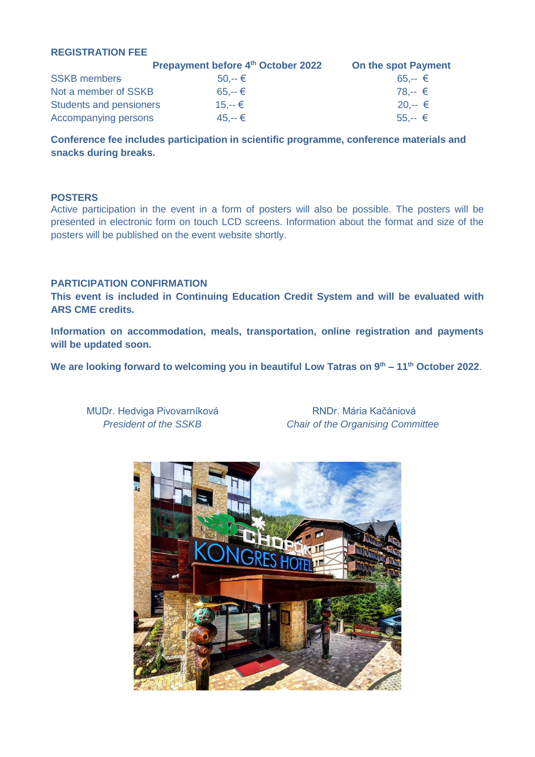## REGISTRATION FEE

| | Prepayment before 4th October 2022 | On the spot Payment |
| --- | --- | --- |
| SSKB members | 50,-- € | 65,-- € |
| Not a member of SSKB | 65,-- € | 78,-- € |
| Students and pensioners | 15,-- € | 20,-- € |
| Accompanying persons | 45,-- € | 55,-- € |

**Conference fee includes participation in scientific programme, conference materials and snacks during breaks.**

## POSTERS

Active participation in the event in a form of posters will also be possible. The posters will be presented in electronic form on touch LCD screens. Information about the format and size of the posters will be published on the event website shortly.

## PARTICIPATION CONFIRMATION

**This event is included in Continuing Education Credit System and will be evaluated with ARS CME credits.**

**Information on accommodation, meals, transportation, online registration and payments will be updated soon.**

**We are looking forward to welcoming you in beautiful Low Tatras on 9th – 11th October 2022**.

MUDr. Hedviga Pivovarníková
*President of the SSKB*

RNDr. Mária Kačániová
*Chair of the Organising Committee*